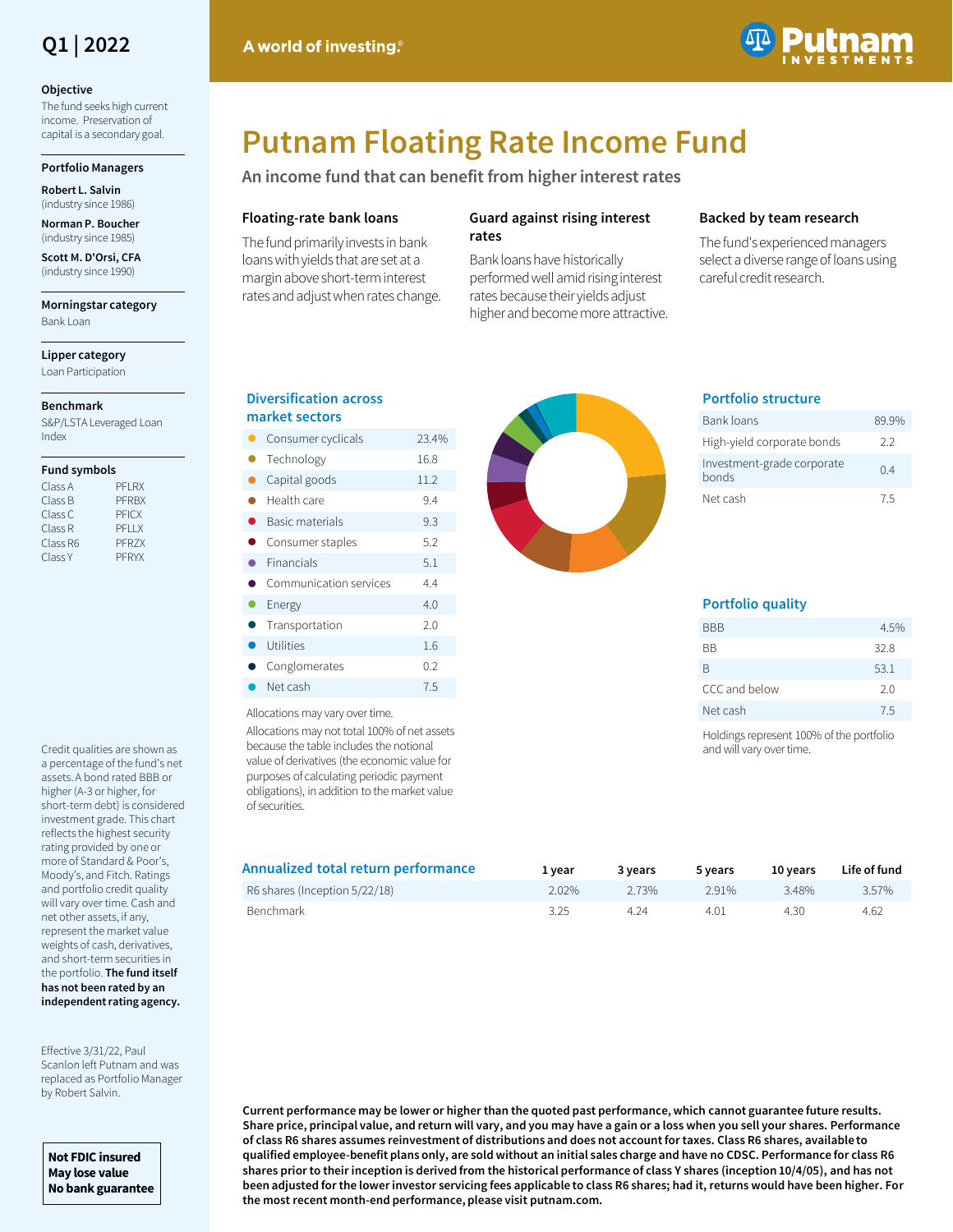# Putnam Floating Rate Income Fund

Q1 | 2022

A world of investing.®

## An income fund that can benefit from higher interest rates

### Objective

The fund seeks high current income. Preservation of capital is a secondary goal.

### Portfolio Managers

**Robert L. Salvin** (industry since 1986)

**Norman P. Boucher** (industry since 1985)

**Scott M. D'Orsi, CFA** (industry since 1990)

### Morningstar category

Bank Loan

### Lipper category

Loan Participation

### Benchmark

S&P/LSTA Leveraged Loan Index

### Fund symbols

| Class | Symbol |
|---|---|
| Class A | PFLRX |
| Class B | PFRBX |
| Class C | PFICX |
| Class R | PFLLX |
| Class R6 | PFRZX |
| Class Y | PFRYX |

### Floating-rate bank loans

The fund primarily invests in bank loans with yields that are set at a margin above short-term interest rates and adjust when rates change.

### Guard against rising interest rates

Bank loans have historically performed well amid rising interest rates because their yields adjust higher and become more attractive.

### Backed by team research

The fund's experienced managers select a diverse range of loans using careful credit research.

### Diversification across market sectors

| Sector | % |
|---|---|
| Consumer cyclicals | 23.4% |
| Technology | 16.8 |
| Capital goods | 11.2 |
| Health care | 9.4 |
| Basic materials | 9.3 |
| Consumer staples | 5.2 |
| Financials | 5.1 |
| Communication services | 4.4 |
| Energy | 4.0 |
| Transportation | 2.0 |
| Utilities | 1.6 |
| Conglomerates | 0.2 |
| Net cash | 7.5 |

Allocations may vary over time.

Allocations may not total 100% of net assets because the table includes the notional value of derivatives (the economic value for purposes of calculating periodic payment obligations), in addition to the market value of securities.

### Portfolio structure

| Type | % |
|---|---|
| Bank loans | 89.9% |
| High-yield corporate bonds | 2.2 |
| Investment-grade corporate bonds | 0.4 |
| Net cash | 7.5 |

### Portfolio quality

| Rating | % |
|---|---|
| BBB | 4.5% |
| BB | 32.8 |
| B | 53.1 |
| CCC and below | 2.0 |
| Net cash | 7.5 |

Holdings represent 100% of the portfolio and will vary over time.

Credit qualities are shown as a percentage of the fund's net assets. A bond rated BBB or higher (A-3 or higher, for short-term debt) is considered investment grade. This chart reflects the highest security rating provided by one or more of Standard & Poor's, Moody's, and Fitch. Ratings and portfolio credit quality will vary over time. Cash and net other assets, if any, represent the market value weights of cash, derivatives, and short-term securities in the portfolio. **The fund itself has not been rated by an independent rating agency.**

Effective 3/31/22, Paul Scanlon left Putnam and was replaced as Portfolio Manager by Robert Salvin.

### Annualized total return performance

| | 1 year | 3 years | 5 years | 10 years | Life of fund |
|---|---|---|---|---|---|
| R6 shares (Inception 5/22/18) | 2.02% | 2.73% | 2.91% | 3.48% | 3.57% |
| Benchmark | 3.25 | 4.24 | 4.01 | 4.30 | 4.62 |

**Current performance may be lower or higher than the quoted past performance, which cannot guarantee future results. Share price, principal value, and return will vary, and you may have a gain or a loss when you sell your shares. Performance of class R6 shares assumes reinvestment of distributions and does not account for taxes. Class R6 shares, available to qualified employee-benefit plans only, are sold without an initial sales charge and have no CDSC. Performance for class R6 shares prior to their inception is derived from the historical performance of class Y shares (inception 10/4/05), and has not been adjusted for the lower investor servicing fees applicable to class R6 shares; had it, returns would have been higher. For the most recent month-end performance, please visit putnam.com.**

**Not FDIC insured**
**May lose value**
**No bank guarantee**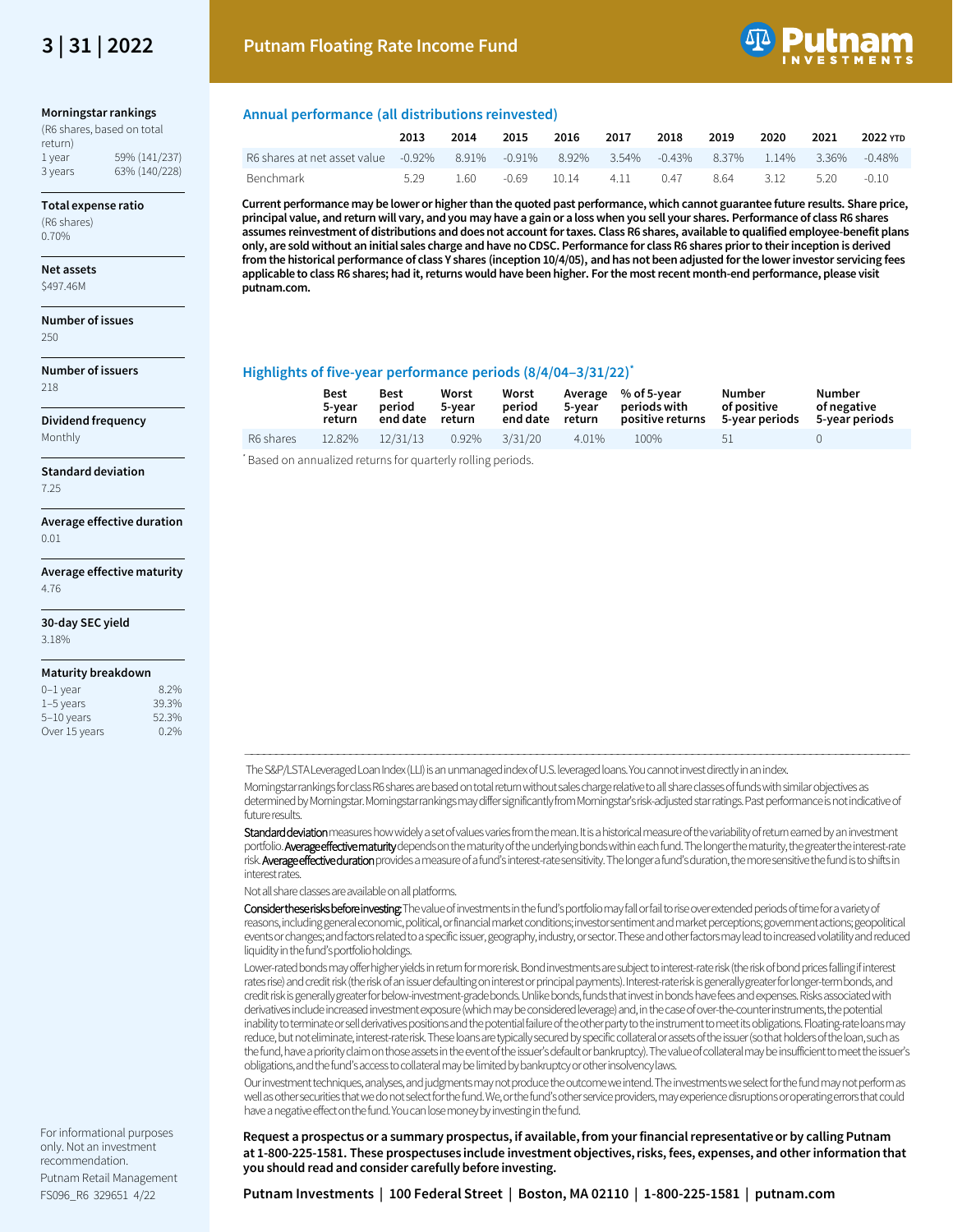**3 | 31 | 2022**

# Putnam Floating Rate Income Fund

**Morningstar rankings**

(R6 shares, based on total return)

| | |
|---|---|
| 1 year | 59% (141/237) |
| 3 years | 63% (140/228) |

**Total expense ratio**

(R6 shares)

0.70%

**Net assets**

$497.46M

**Number of issues**

250

**Number of issuers**

218

**Dividend frequency**

Monthly

**Standard deviation**

7.25

**Average effective duration**

0.01

**Average effective maturity**

4.76

**30-day SEC yield**

3.18%

**Maturity breakdown**

| | |
|---|---|
| 0–1 year | 8.2% |
| 1–5 years | 39.3% |
| 5–10 years | 52.3% |
| Over 15 years | 0.2% |

## Annual performance (all distributions reinvested)

| | 2013 | 2014 | 2015 | 2016 | 2017 | 2018 | 2019 | 2020 | 2021 | 2022 YTD |
|---|---|---|---|---|---|---|---|---|---|---|
| R6 shares at net asset value | -0.92% | 8.91% | -0.91% | 8.92% | 3.54% | -0.43% | 8.37% | 1.14% | 3.36% | -0.48% |
| Benchmark | 5.29 | 1.60 | -0.69 | 10.14 | 4.11 | 0.47 | 8.64 | 3.12 | 5.20 | -0.10 |

**Current performance may be lower or higher than the quoted past performance, which cannot guarantee future results. Share price, principal value, and return will vary, and you may have a gain or a loss when you sell your shares. Performance of class R6 shares assumes reinvestment of distributions and does not account for taxes. Class R6 shares, available to qualified employee-benefit plans only, are sold without an initial sales charge and have no CDSC. Performance for class R6 shares prior to their inception is derived from the historical performance of class Y shares (inception 10/4/05), and has not been adjusted for the lower investor servicing fees applicable to class R6 shares; had it, returns would have been higher. For the most recent month-end performance, please visit putnam.com.**

## Highlights of five-year performance periods (8/4/04–3/31/22)*

| | Best 5-year return | Best period end date | Worst 5-year return | Worst period end date | Average 5-year return | % of 5-year periods with positive returns | Number of positive 5-year periods | Number of negative 5-year periods |
|---|---|---|---|---|---|---|---|---|
| R6 shares | 12.82% | 12/31/13 | 0.92% | 3/31/20 | 4.01% | 100% | 51 | 0 |

* Based on annualized returns for quarterly rolling periods.

The S&P/LSTA Leveraged Loan Index (LLI) is an unmanaged index of U.S. leveraged loans. You cannot invest directly in an index.

Morningstar rankings for class R6 shares are based on total return without sales charge relative to all share classes of funds with similar objectives as determined by Morningstar. Morningstar rankings may differ significantly from Morningstar's risk-adjusted star ratings. Past performance is not indicative of future results.

**Standard deviation** measures how widely a set of values varies from the mean. It is a historical measure of the variability of return earned by an investment portfolio. **Average effective maturity** depends on the maturity of the underlying bonds within each fund. The longer the maturity, the greater the interest-rate risk. **Average effective duration** provides a measure of a fund's interest-rate sensitivity. The longer a fund's duration, the more sensitive the fund is to shifts in interest rates.

Not all share classes are available on all platforms.

**Consider these risks before investing:** The value of investments in the fund's portfolio may fall or fail to rise over extended periods of time for a variety of reasons, including general economic, political, or financial market conditions; investor sentiment and market perceptions; government actions; geopolitical events or changes; and factors related to a specific issuer, geography, industry, or sector. These and other factors may lead to increased volatility and reduced liquidity in the fund's portfolio holdings.

Lower-rated bonds may offer higher yields in return for more risk. Bond investments are subject to interest-rate risk (the risk of bond prices falling if interest rates rise) and credit risk (the risk of an issuer defaulting on interest or principal payments). Interest-rate risk is generally greater for longer-term bonds, and credit risk is generally greater for below-investment-grade bonds. Unlike bonds, funds that invest in bonds have fees and expenses. Risks associated with derivatives include increased investment exposure (which may be considered leverage) and, in the case of over-the-counter instruments, the potential inability to terminate or sell derivatives positions and the potential failure of the other party to the instrument to meet its obligations. Floating-rate loans may reduce, but not eliminate, interest-rate risk. These loans are typically secured by specific collateral or assets of the issuer (so that holders of the loan, such as the fund, have a priority claim on those assets in the event of the issuer's default or bankruptcy). The value of collateral may be insufficient to meet the issuer's obligations, and the fund's access to collateral may be limited by bankruptcy or other insolvency laws.

Our investment techniques, analyses, and judgments may not produce the outcome we intend. The investments we select for the fund may not perform as well as other securities that we do not select for the fund. We, or the fund's other service providers, may experience disruptions or operating errors that could have a negative effect on the fund. You can lose money by investing in the fund.

**Request a prospectus or a summary prospectus, if available, from your financial representative or by calling Putnam at 1-800-225-1581. These prospectuses include investment objectives, risks, fees, expenses, and other information that you should read and consider carefully before investing.**

For informational purposes only. Not an investment recommendation.

Putnam Retail Management

FS096_R6 329651 4/22

**Putnam Investments | 100 Federal Street | Boston, MA 02110 | 1-800-225-1581 | putnam.com**